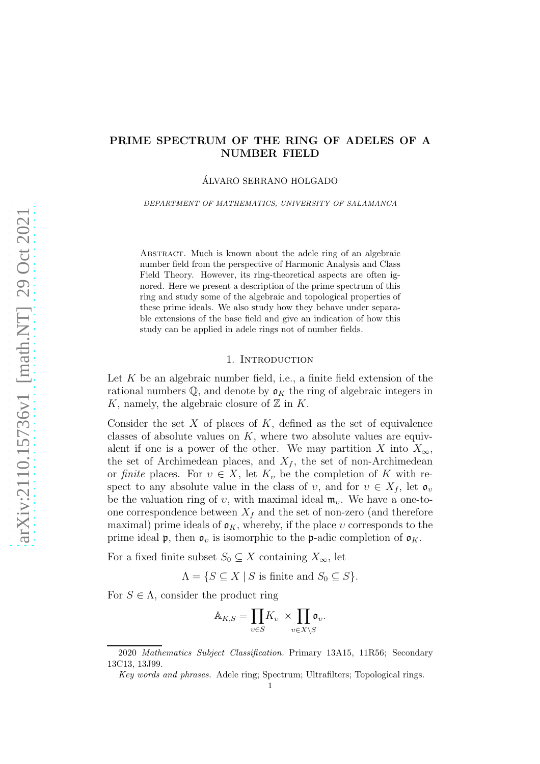# PRIME SPECTRUM OF THE RING OF ADELES OF A NUMBER FIELD

ÁLVARO SERRANO HOLGADO

*DEPARTMENT OF MATHEMATICS, UNIVERSITY OF SALAMANCA*

Abstract. Much is known about the adele ring of an algebraic number field from the perspective of Harmonic Analysis and Class Field Theory. However, its ring-theoretical aspects are often ignored. Here we present a description of the prime spectrum of this ring and study some of the algebraic and topological properties of these prime ideals. We also study how they behave under separable extensions of the base field and give an indication of how this study can be applied in adele rings not of number fields.

## 1. Introduction

Let $K$ be an algebraic number field, i.e., a finite field extension of the rational numbers $\mathbb{Q}$, and denote by $\mathfrak{o}_K$ the ring of algebraic integers in $K$, namely, the algebraic closure of $\mathbb{Z}$ in $K$.

Consider the set $X$ of places of $K$, defined as the set of equivalence classes of absolute values on $K$, where two absolute values are equivalent if one is a power of the other. We may partition $X$ into $X_\infty$, the set of Archimedean places, and $X_f$, the set of non-Archimedean or *finite* places. For $v \in X$, let $K_v$ be the completion of $K$ with respect to any absolute value in the class of $v$, and for $v \in X_f$, let $\mathfrak{o}_v$ be the valuation ring of $v$, with maximal ideal $\mathfrak{m}_v$. We have a one-to-one correspondence between $X_f$ and the set of non-zero (and therefore maximal) prime ideals of $\mathfrak{o}_K$, whereby, if the place $v$ corresponds to the prime ideal $\mathfrak{p}$, then $\mathfrak{o}_v$ is isomorphic to the $\mathfrak{p}$-adic completion of $\mathfrak{o}_K$.

For a fixed finite subset $S_0 \subseteq X$ containing $X_\infty$, let

$$\Lambda = \{S \subseteq X \mid S \text{ is finite and } S_0 \subseteq S\}.$$

For $S \in \Lambda$, consider the product ring

$$\mathbb{A}_{K,S} = \prod_{v \in S} K_v \times \prod_{v \in X \setminus S} \mathfrak{o}_v.$$

2020 *Mathematics Subject Classification.* Primary 13A15, 11R56; Secondary 13C13, 13J99.

*Key words and phrases.* Adele ring; Spectrum; Ultrafilters; Topological rings.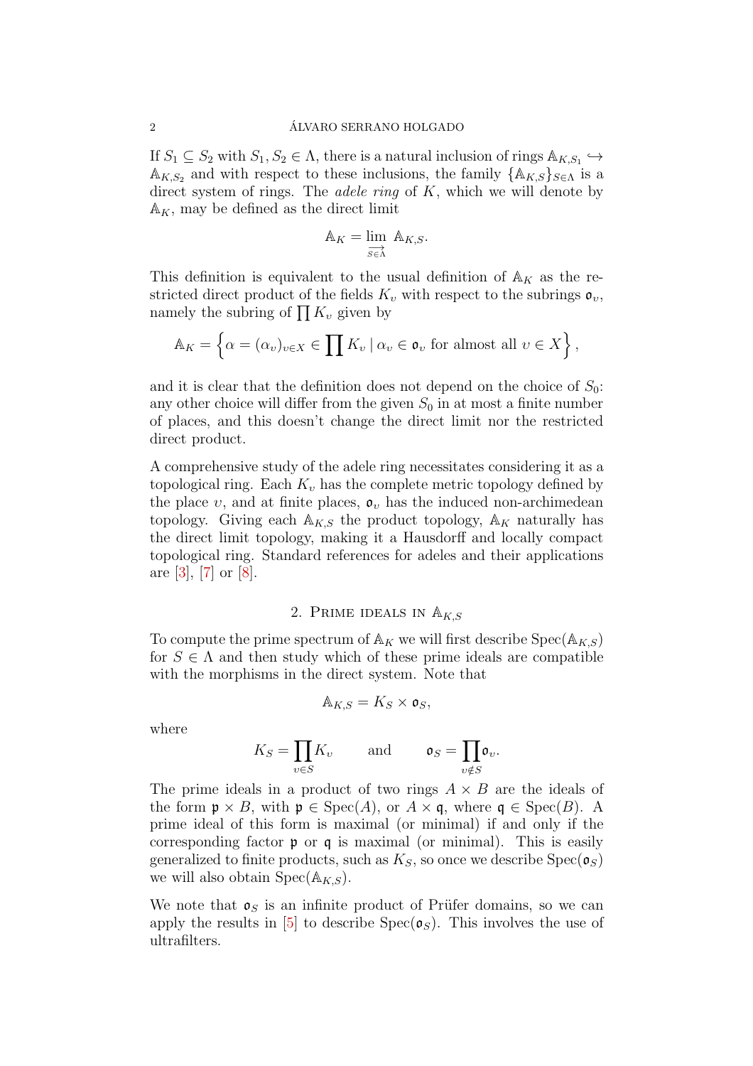If $S_1 \subseteq S_2$ with $S_1, S_2 \in \Lambda$, there is a natural inclusion of rings $\mathbb{A}_{K,S_1} \hookrightarrow \mathbb{A}_{K,S_2}$ and with respect to these inclusions, the family $\{\mathbb{A}_{K,S}\}_{S\in\Lambda}$ is a direct system of rings. The *adele ring* of $K$, which we will denote by $\mathbb{A}_K$, may be defined as the direct limit

$$\mathbb{A}_K = \varinjlim_{S\in\Lambda} \mathbb{A}_{K,S}.$$

This definition is equivalent to the usual definition of $\mathbb{A}_K$ as the restricted direct product of the fields $K_v$ with respect to the subrings $\mathfrak{o}_v$, namely the subring of $\prod K_v$ given by

$$\mathbb{A}_K = \left\{ \alpha = (\alpha_v)_{v\in X} \in \prod K_v \mid \alpha_v \in \mathfrak{o}_v \text{ for almost all } v \in X \right\},$$

and it is clear that the definition does not depend on the choice of $S_0$: any other choice will differ from the given $S_0$ in at most a finite number of places, and this doesn't change the direct limit nor the restricted direct product.

A comprehensive study of the adele ring necessitates considering it as a topological ring. Each $K_v$ has the complete metric topology defined by the place $v$, and at finite places, $\mathfrak{o}_v$ has the induced non-archimedean topology. Giving each $\mathbb{A}_{K,S}$ the product topology, $\mathbb{A}_K$ naturally has the direct limit topology, making it a Hausdorff and locally compact topological ring. Standard references for adeles and their applications are [3], [7] or [8].

## 2. Prime ideals in $\mathbb{A}_{K,S}$

To compute the prime spectrum of $\mathbb{A}_K$ we will first describe $\operatorname{Spec}(\mathbb{A}_{K,S})$ for $S \in \Lambda$ and then study which of these prime ideals are compatible with the morphisms in the direct system. Note that

$$\mathbb{A}_{K,S} = K_S \times \mathfrak{o}_S,$$

where

$$K_S = \prod_{v\in S} K_v \qquad \text{and} \qquad \mathfrak{o}_S = \prod_{v\notin S} \mathfrak{o}_v.$$

The prime ideals in a product of two rings $A \times B$ are the ideals of the form $\mathfrak{p} \times B$, with $\mathfrak{p} \in \operatorname{Spec}(A)$, or $A \times \mathfrak{q}$, where $\mathfrak{q} \in \operatorname{Spec}(B)$. A prime ideal of this form is maximal (or minimal) if and only if the corresponding factor $\mathfrak{p}$ or $\mathfrak{q}$ is maximal (or minimal). This is easily generalized to finite products, such as $K_S$, so once we describe $\operatorname{Spec}(\mathfrak{o}_S)$ we will also obtain $\operatorname{Spec}(\mathbb{A}_{K,S})$.

We note that $\mathfrak{o}_S$ is an infinite product of Prüfer domains, so we can apply the results in [5] to describe $\operatorname{Spec}(\mathfrak{o}_S)$. This involves the use of ultrafilters.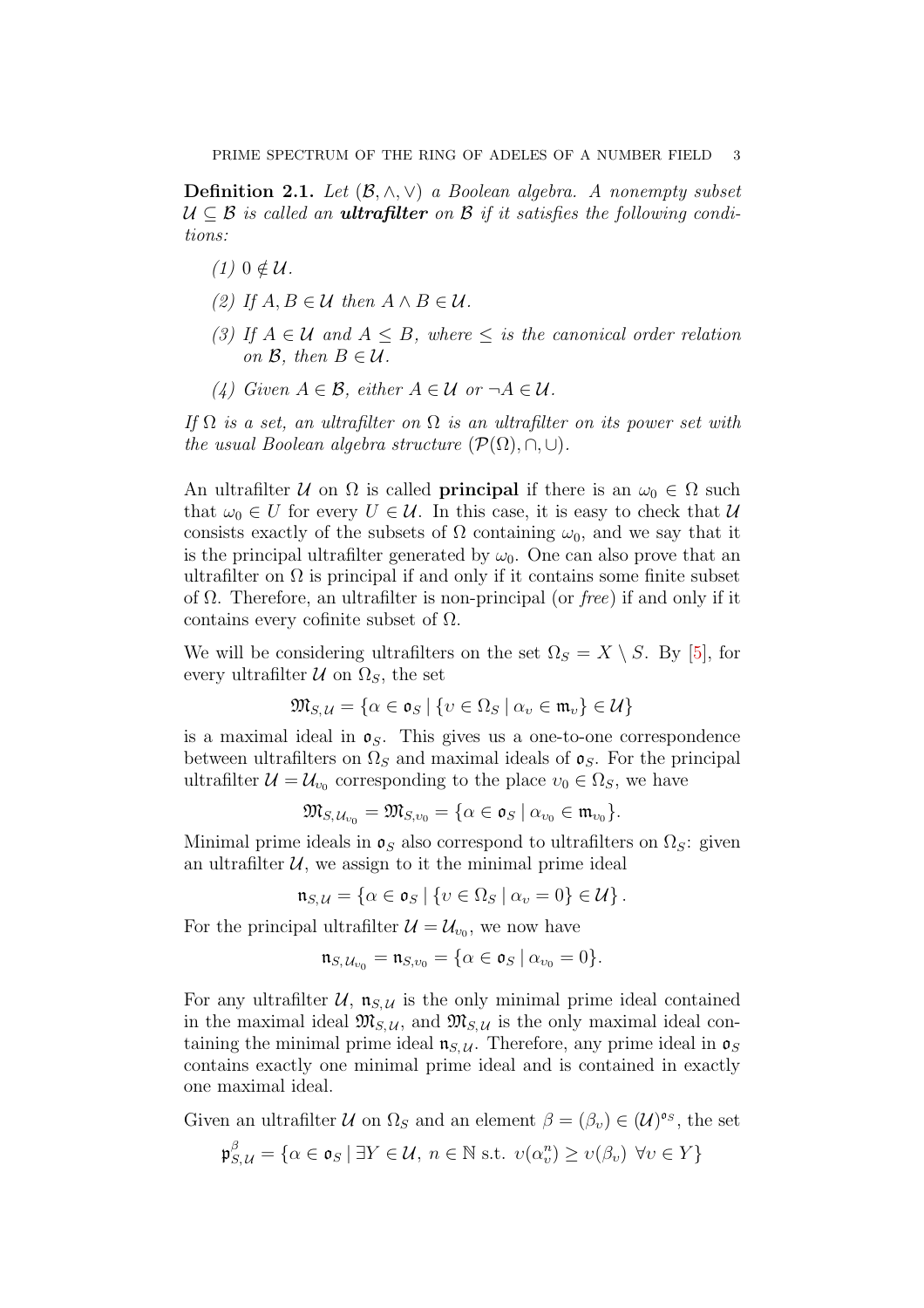**Definition 2.1.** *Let $(\mathcal{B}, \wedge, \vee)$ a Boolean algebra. A nonempty subset $\mathcal{U} \subseteq \mathcal{B}$ is called an **ultrafilter** on $\mathcal{B}$ if it satisfies the following conditions:*

1. *$0 \notin \mathcal{U}$.*
2. *If $A, B \in \mathcal{U}$ then $A \wedge B \in \mathcal{U}$.*
3. *If $A \in \mathcal{U}$ and $A \leq B$, where $\leq$ is the canonical order relation on $\mathcal{B}$, then $B \in \mathcal{U}$.*
4. *Given $A \in \mathcal{B}$, either $A \in \mathcal{U}$ or $\neg A \in \mathcal{U}$.*

*If $\Omega$ is a set, an ultrafilter on $\Omega$ is an ultrafilter on its power set with the usual Boolean algebra structure $(\mathcal{P}(\Omega), \cap, \cup)$.*

An ultrafilter $\mathcal{U}$ on $\Omega$ is called **principal** if there is an $\omega_0 \in \Omega$ such that $\omega_0 \in U$ for every $U \in \mathcal{U}$. In this case, it is easy to check that $\mathcal{U}$ consists exactly of the subsets of $\Omega$ containing $\omega_0$, and we say that it is the principal ultrafilter generated by $\omega_0$. One can also prove that an ultrafilter on $\Omega$ is principal if and only if it contains some finite subset of $\Omega$. Therefore, an ultrafilter is non-principal (or *free*) if and only if it contains every cofinite subset of $\Omega$.

We will be considering ultrafilters on the set $\Omega_S = X \setminus S$. By [5], for every ultrafilter $\mathcal{U}$ on $\Omega_S$, the set

$$\mathfrak{M}_{S,\mathcal{U}} = \{\alpha \in \mathfrak{o}_S \mid \{v \in \Omega_S \mid \alpha_v \in \mathfrak{m}_v\} \in \mathcal{U}\}$$

is a maximal ideal in $\mathfrak{o}_S$. This gives us a one-to-one correspondence between ultrafilters on $\Omega_S$ and maximal ideals of $\mathfrak{o}_S$. For the principal ultrafilter $\mathcal{U} = \mathcal{U}_{v_0}$ corresponding to the place $v_0 \in \Omega_S$, we have

$$\mathfrak{M}_{S,\mathcal{U}_{v_0}} = \mathfrak{M}_{S,v_0} = \{\alpha \in \mathfrak{o}_S \mid \alpha_{v_0} \in \mathfrak{m}_{v_0}\}.$$

Minimal prime ideals in $\mathfrak{o}_S$ also correspond to ultrafilters on $\Omega_S$: given an ultrafilter $\mathcal{U}$, we assign to it the minimal prime ideal

$$\mathfrak{n}_{S,\mathcal{U}} = \{\alpha \in \mathfrak{o}_S \mid \{v \in \Omega_S \mid \alpha_v = 0\} \in \mathcal{U}\}.$$

For the principal ultrafilter $\mathcal{U} = \mathcal{U}_{v_0}$, we now have

$$\mathfrak{n}_{S,\mathcal{U}_{v_0}} = \mathfrak{n}_{S,v_0} = \{\alpha \in \mathfrak{o}_S \mid \alpha_{v_0} = 0\}.$$

For any ultrafilter $\mathcal{U}$, $\mathfrak{n}_{S,\mathcal{U}}$ is the only minimal prime ideal contained in the maximal ideal $\mathfrak{M}_{S,\mathcal{U}}$, and $\mathfrak{M}_{S,\mathcal{U}}$ is the only maximal ideal containing the minimal prime ideal $\mathfrak{n}_{S,\mathcal{U}}$. Therefore, any prime ideal in $\mathfrak{o}_S$ contains exactly one minimal prime ideal and is contained in exactly one maximal ideal.

Given an ultrafilter $\mathcal{U}$ on $\Omega_S$ and an element $\beta = (\beta_v) \in (\mathcal{U})^{\mathfrak{o}_S}$, the set

$$\mathfrak{p}^{\beta}_{S,\mathcal{U}} = \{\alpha \in \mathfrak{o}_S \mid \exists Y \in \mathcal{U},\ n \in \mathbb{N} \text{ s.t. } v(\alpha_v^n) \geq v(\beta_v)\ \forall v \in Y\}$$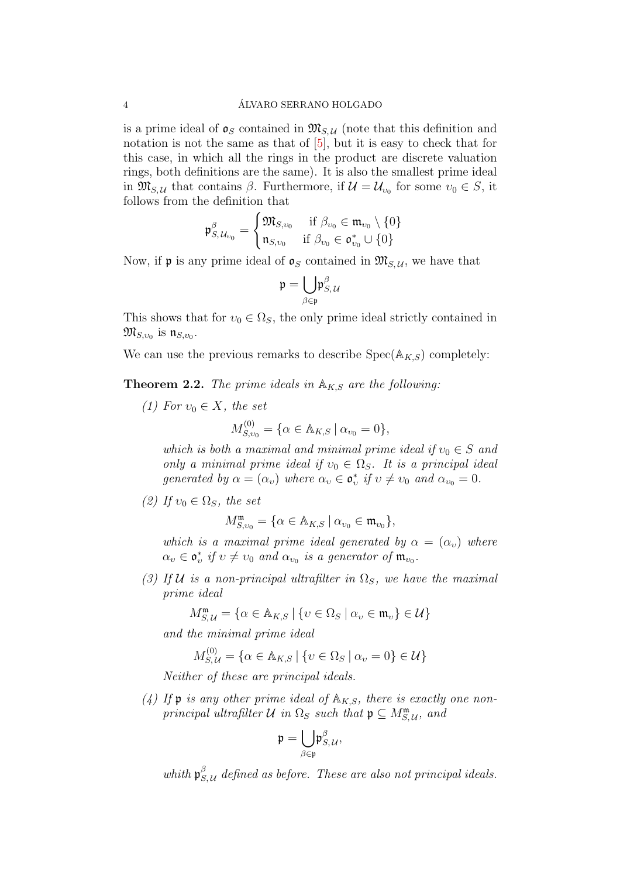is a prime ideal of $\mathfrak{o}_S$ contained in $\mathfrak{M}_{S,\mathcal{U}}$ (note that this definition and notation is not the same as that of [5], but it is easy to check that for this case, in which all the rings in the product are discrete valuation rings, both definitions are the same). It is also the smallest prime ideal in $\mathfrak{M}_{S,\mathcal{U}}$ that contains $\beta$. Furthermore, if $\mathcal{U} = \mathcal{U}_{v_0}$ for some $v_0 \in S$, it follows from the definition that

$$\mathfrak{p}^{\beta}_{S,\mathcal{U}_{v_0}} = \begin{cases} \mathfrak{M}_{S,v_0} & \text{if } \beta_{v_0} \in \mathfrak{m}_{v_0} \setminus \{0\} \\ \mathfrak{n}_{S,v_0} & \text{if } \beta_{v_0} \in \mathfrak{o}^*_{v_0} \cup \{0\} \end{cases}$$

Now, if $\mathfrak{p}$ is any prime ideal of $\mathfrak{o}_S$ contained in $\mathfrak{M}_{S,\mathcal{U}}$, we have that

$$\mathfrak{p} = \bigcup_{\beta \in \mathfrak{p}} \mathfrak{p}^{\beta}_{S,\mathcal{U}}$$

This shows that for $v_0 \in \Omega_S$, the only prime ideal strictly contained in $\mathfrak{M}_{S,v_0}$ is $\mathfrak{n}_{S,v_0}$.

We can use the previous remarks to describe $\operatorname{Spec}(\mathbb{A}_{K,S})$ completely:

**Theorem 2.2.** *The prime ideals in $\mathbb{A}_{K,S}$ are the following:*

*(1) For $v_0 \in X$, the set*

$$M^{(0)}_{S,v_0} = \{\alpha \in \mathbb{A}_{K,S} \mid \alpha_{v_0} = 0\},$$

*which is both a maximal and minimal prime ideal if $v_0 \in S$ and only a minimal prime ideal if $v_0 \in \Omega_S$. It is a principal ideal generated by $\alpha = (\alpha_v)$ where $\alpha_v \in \mathfrak{o}^*_v$ if $v \neq v_0$ and $\alpha_{v_0} = 0$.*

*(2) If $v_0 \in \Omega_S$, the set*

$$M^{\mathfrak{m}}_{S,v_0} = \{\alpha \in \mathbb{A}_{K,S} \mid \alpha_{v_0} \in \mathfrak{m}_{v_0}\},$$

*which is a maximal prime ideal generated by $\alpha = (\alpha_v)$ where $\alpha_v \in \mathfrak{o}^*_v$ if $v \neq v_0$ and $\alpha_{v_0}$ is a generator of $\mathfrak{m}_{v_0}$.*

*(3) If $\mathcal{U}$ is a non-principal ultrafilter in $\Omega_S$, we have the maximal prime ideal*

$$M^{\mathfrak{m}}_{S,\mathcal{U}} = \{\alpha \in \mathbb{A}_{K,S} \mid \{v \in \Omega_S \mid \alpha_v \in \mathfrak{m}_v\} \in \mathcal{U}\}$$

*and the minimal prime ideal*

$$M^{(0)}_{S,\mathcal{U}} = \{\alpha \in \mathbb{A}_{K,S} \mid \{v \in \Omega_S \mid \alpha_v = 0\} \in \mathcal{U}\}$$

*Neither of these are principal ideals.*

*(4) If $\mathfrak{p}$ is any other prime ideal of $\mathbb{A}_{K,S}$, there is exactly one non-principal ultrafilter $\mathcal{U}$ in $\Omega_S$ such that $\mathfrak{p} \subseteq M^{\mathfrak{m}}_{S,\mathcal{U}}$, and*

$$\mathfrak{p} = \bigcup_{\beta \in \mathfrak{p}} \mathfrak{p}^{\beta}_{S,\mathcal{U}},$$

*whith $\mathfrak{p}^{\beta}_{S,\mathcal{U}}$ defined as before. These are also not principal ideals.*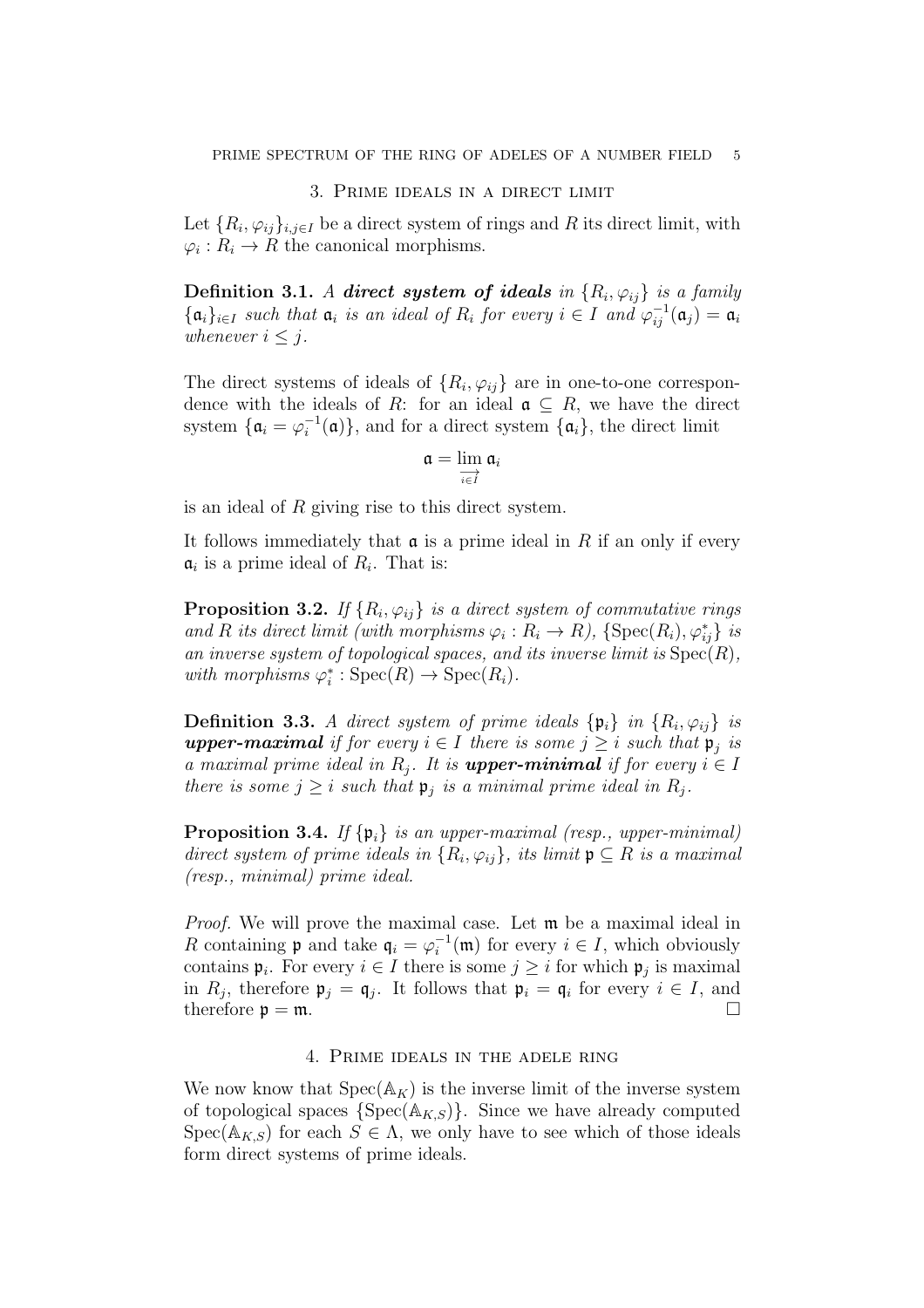## 3. Prime ideals in a direct limit

Let $\{R_i, \varphi_{ij}\}_{i,j\in I}$ be a direct system of rings and $R$ its direct limit, with $\varphi_i : R_i \to R$ the canonical morphisms.

**Definition 3.1.** *A* ***direct system of ideals*** *in* $\{R_i, \varphi_{ij}\}$ *is a family* $\{\mathfrak{a}_i\}_{i\in I}$ *such that* $\mathfrak{a}_i$ *is an ideal of* $R_i$ *for every* $i \in I$ *and* $\varphi_{ij}^{-1}(\mathfrak{a}_j) = \mathfrak{a}_i$ *whenever* $i \leq j$.

The direct systems of ideals of $\{R_i, \varphi_{ij}\}$ are in one-to-one correspondence with the ideals of $R$: for an ideal $\mathfrak{a} \subseteq R$, we have the direct system $\{\mathfrak{a}_i = \varphi_i^{-1}(\mathfrak{a})\}$, and for a direct system $\{\mathfrak{a}_i\}$, the direct limit

$$\mathfrak{a} = \varinjlim_{i\in I} \mathfrak{a}_i$$

is an ideal of $R$ giving rise to this direct system.

It follows immediately that $\mathfrak{a}$ is a prime ideal in $R$ if an only if every $\mathfrak{a}_i$ is a prime ideal of $R_i$. That is:

**Proposition 3.2.** *If* $\{R_i, \varphi_{ij}\}$ *is a direct system of commutative rings and* $R$ *its direct limit (with morphisms* $\varphi_i : R_i \to R$*),* $\{\mathrm{Spec}(R_i), \varphi_{ij}^*\}$ *is an inverse system of topological spaces, and its inverse limit is* $\mathrm{Spec}(R)$*, with morphisms* $\varphi_i^* : \mathrm{Spec}(R) \to \mathrm{Spec}(R_i)$.

**Definition 3.3.** *A direct system of prime ideals* $\{\mathfrak{p}_i\}$ *in* $\{R_i, \varphi_{ij}\}$ *is* ***upper-maximal*** *if for every* $i \in I$ *there is some* $j \geq i$ *such that* $\mathfrak{p}_j$ *is a maximal prime ideal in* $R_j$*. It is* ***upper-minimal*** *if for every* $i \in I$ *there is some* $j \geq i$ *such that* $\mathfrak{p}_j$ *is a minimal prime ideal in* $R_j$.

**Proposition 3.4.** *If* $\{\mathfrak{p}_i\}$ *is an upper-maximal (resp., upper-minimal) direct system of prime ideals in* $\{R_i, \varphi_{ij}\}$*, its limit* $\mathfrak{p} \subseteq R$ *is a maximal (resp., minimal) prime ideal.*

*Proof.* We will prove the maximal case. Let $\mathfrak{m}$ be a maximal ideal in $R$ containing $\mathfrak{p}$ and take $\mathfrak{q}_i = \varphi_i^{-1}(\mathfrak{m})$ for every $i \in I$, which obviously contains $\mathfrak{p}_i$. For every $i \in I$ there is some $j \geq i$ for which $\mathfrak{p}_j$ is maximal in $R_j$, therefore $\mathfrak{p}_j = \mathfrak{q}_j$. It follows that $\mathfrak{p}_i = \mathfrak{q}_i$ for every $i \in I$, and therefore $\mathfrak{p} = \mathfrak{m}$. □

## 4. Prime ideals in the adele ring

We now know that $\mathrm{Spec}(\mathbb{A}_K)$ is the inverse limit of the inverse system of topological spaces $\{\mathrm{Spec}(\mathbb{A}_{K,S})\}$. Since we have already computed $\mathrm{Spec}(\mathbb{A}_{K,S})$ for each $S \in \Lambda$, we only have to see which of those ideals form direct systems of prime ideals.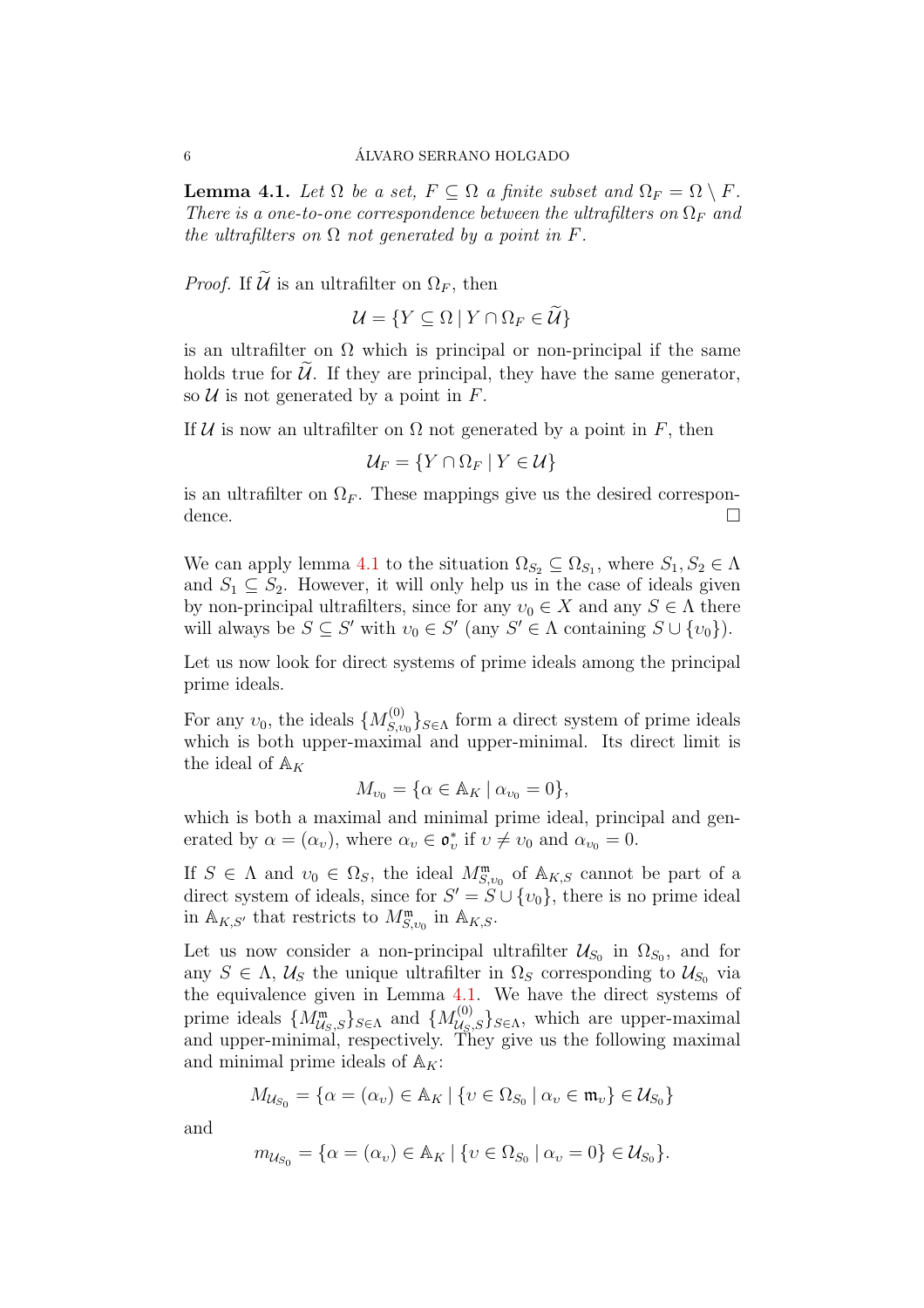**Lemma 4.1.** *Let $\Omega$ be a set, $F \subseteq \Omega$ a finite subset and $\Omega_F = \Omega \setminus F$. There is a one-to-one correspondence between the ultrafilters on $\Omega_F$ and the ultrafilters on $\Omega$ not generated by a point in $F$.*

*Proof.* If $\widetilde{\mathcal{U}}$ is an ultrafilter on $\Omega_F$, then

$$\mathcal{U} = \{Y \subseteq \Omega \mid Y \cap \Omega_F \in \widetilde{\mathcal{U}}\}$$

is an ultrafilter on $\Omega$ which is principal or non-principal if the same holds true for $\widetilde{\mathcal{U}}$. If they are principal, they have the same generator, so $\mathcal{U}$ is not generated by a point in $F$.

If $\mathcal{U}$ is now an ultrafilter on $\Omega$ not generated by a point in $F$, then

$$\mathcal{U}_F = \{Y \cap \Omega_F \mid Y \in \mathcal{U}\}$$

is an ultrafilter on $\Omega_F$. These mappings give us the desired correspondence. □

We can apply lemma 4.1 to the situation $\Omega_{S_2} \subseteq \Omega_{S_1}$, where $S_1, S_2 \in \Lambda$ and $S_1 \subseteq S_2$. However, it will only help us in the case of ideals given by non-principal ultrafilters, since for any $\upsilon_0 \in X$ and any $S \in \Lambda$ there will always be $S \subseteq S'$ with $\upsilon_0 \in S'$ (any $S' \in \Lambda$ containing $S \cup \{\upsilon_0\}$).

Let us now look for direct systems of prime ideals among the principal prime ideals.

For any $\upsilon_0$, the ideals $\{M^{(0)}_{S,\upsilon_0}\}_{S\in\Lambda}$ form a direct system of prime ideals which is both upper-maximal and upper-minimal. Its direct limit is the ideal of $\mathbb{A}_K$

$$M_{\upsilon_0} = \{\alpha \in \mathbb{A}_K \mid \alpha_{\upsilon_0} = 0\},$$

which is both a maximal and minimal prime ideal, principal and generated by $\alpha = (\alpha_\upsilon)$, where $\alpha_\upsilon \in \mathfrak{o}^*_\upsilon$ if $\upsilon \neq \upsilon_0$ and $\alpha_{\upsilon_0} = 0$.

If $S \in \Lambda$ and $\upsilon_0 \in \Omega_S$, the ideal $M^{\mathfrak{m}}_{S,\upsilon_0}$ of $\mathbb{A}_{K,S}$ cannot be part of a direct system of ideals, since for $S' = S \cup \{\upsilon_0\}$, there is no prime ideal in $\mathbb{A}_{K,S'}$ that restricts to $M^{\mathfrak{m}}_{S,\upsilon_0}$ in $\mathbb{A}_{K,S}$.

Let us now consider a non-principal ultrafilter $\mathcal{U}_{S_0}$ in $\Omega_{S_0}$, and for any $S \in \Lambda$, $\mathcal{U}_S$ the unique ultrafilter in $\Omega_S$ corresponding to $\mathcal{U}_{S_0}$ via the equivalence given in Lemma 4.1. We have the direct systems of prime ideals $\{M^{\mathfrak{m}}_{\mathcal{U}_S,S}\}_{S\in\Lambda}$ and $\{M^{(0)}_{\mathcal{U}_S,S}\}_{S\in\Lambda}$, which are upper-maximal and upper-minimal, respectively. They give us the following maximal and minimal prime ideals of $\mathbb{A}_K$:

$$M_{\mathcal{U}_{S_0}} = \{\alpha = (\alpha_\upsilon) \in \mathbb{A}_K \mid \{\upsilon \in \Omega_{S_0} \mid \alpha_\upsilon \in \mathfrak{m}_\upsilon\} \in \mathcal{U}_{S_0}\}$$

and

$$m_{\mathcal{U}_{S_0}} = \{\alpha = (\alpha_\upsilon) \in \mathbb{A}_K \mid \{\upsilon \in \Omega_{S_0} \mid \alpha_\upsilon = 0\} \in \mathcal{U}_{S_0}\}.$$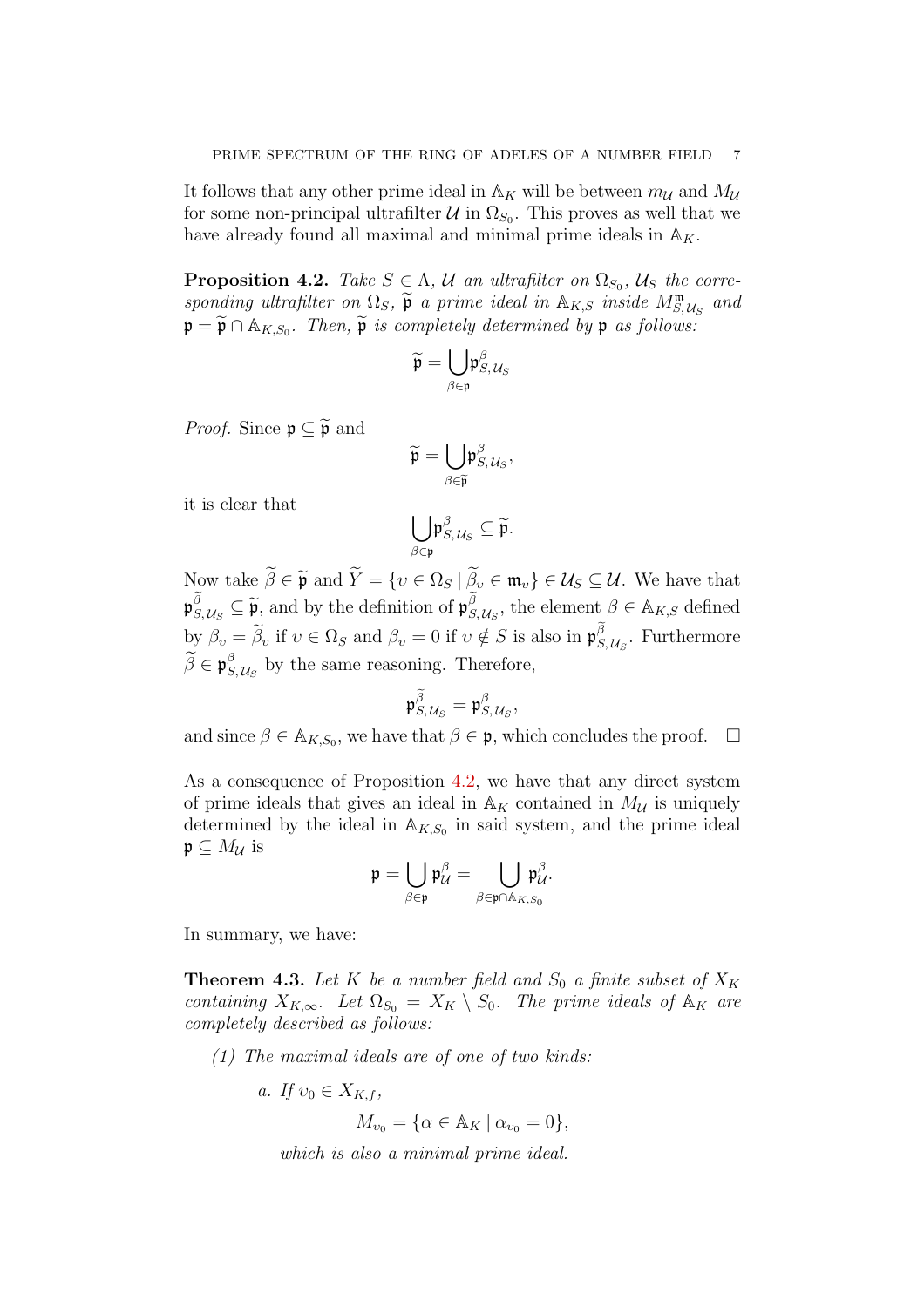It follows that any other prime ideal in $\mathbb{A}_K$ will be between $m_{\mathcal{U}}$ and $M_{\mathcal{U}}$ for some non-principal ultrafilter $\mathcal{U}$ in $\Omega_{S_0}$. This proves as well that we have already found all maximal and minimal prime ideals in $\mathbb{A}_K$.

**Proposition 4.2.** *Take $S \in \Lambda$, $\mathcal{U}$ an ultrafilter on $\Omega_{S_0}$, $\mathcal{U}_S$ the corresponding ultrafilter on $\Omega_S$, $\widetilde{\mathfrak{p}}$ a prime ideal in $\mathbb{A}_{K,S}$ inside $M^{\mathfrak{m}}_{S,\mathcal{U}_S}$ and $\mathfrak{p} = \widetilde{\mathfrak{p}} \cap \mathbb{A}_{K,S_0}$. Then, $\widetilde{\mathfrak{p}}$ is completely determined by $\mathfrak{p}$ as follows:*

$$\widetilde{\mathfrak{p}} = \bigcup_{\beta \in \mathfrak{p}} \mathfrak{p}^{\beta}_{S,\mathcal{U}_S}$$

*Proof.* Since $\mathfrak{p} \subseteq \widetilde{\mathfrak{p}}$ and

$$\widetilde{\mathfrak{p}} = \bigcup_{\beta \in \widetilde{\mathfrak{p}}} \mathfrak{p}^{\beta}_{S,\mathcal{U}_S},$$

it is clear that

$$\bigcup_{\beta \in \mathfrak{p}} \mathfrak{p}^{\beta}_{S,\mathcal{U}_S} \subseteq \widetilde{\mathfrak{p}}.$$

Now take $\widetilde{\beta} \in \widetilde{\mathfrak{p}}$ and $\widetilde{Y} = \{v \in \Omega_S \mid \widetilde{\beta}_v \in \mathfrak{m}_v\} \in \mathcal{U}_S \subseteq \mathcal{U}$. We have that $\mathfrak{p}^{\widetilde{\beta}}_{S,\mathcal{U}_S} \subseteq \widetilde{\mathfrak{p}}$, and by the definition of $\mathfrak{p}^{\widetilde{\beta}}_{S,\mathcal{U}_S}$, the element $\beta \in \mathbb{A}_{K,S}$ defined by $\beta_v = \widetilde{\beta}_v$ if $v \in \Omega_S$ and $\beta_v = 0$ if $v \notin S$ is also in $\mathfrak{p}^{\widetilde{\beta}}_{S,\mathcal{U}_S}$. Furthermore $\widetilde{\beta} \in \mathfrak{p}^{\beta}_{S,\mathcal{U}_S}$ by the same reasoning. Therefore,

$$\mathfrak{p}^{\widetilde{\beta}}_{S,\mathcal{U}_S} = \mathfrak{p}^{\beta}_{S,\mathcal{U}_S},$$

and since $\beta \in \mathbb{A}_{K,S_0}$, we have that $\beta \in \mathfrak{p}$, which concludes the proof. $\square$

As a consequence of Proposition 4.2, we have that any direct system of prime ideals that gives an ideal in $\mathbb{A}_K$ contained in $M_{\mathcal{U}}$ is uniquely determined by the ideal in $\mathbb{A}_{K,S_0}$ in said system, and the prime ideal $\mathfrak{p} \subseteq M_{\mathcal{U}}$ is

$$\mathfrak{p} = \bigcup_{\beta \in \mathfrak{p}} \mathfrak{p}^{\beta}_{\mathcal{U}} = \bigcup_{\beta \in \mathfrak{p} \cap \mathbb{A}_{K,S_0}} \mathfrak{p}^{\beta}_{\mathcal{U}}.$$

In summary, we have:

**Theorem 4.3.** *Let $K$ be a number field and $S_0$ a finite subset of $X_K$ containing $X_{K,\infty}$. Let $\Omega_{S_0} = X_K \setminus S_0$. The prime ideals of $\mathbb{A}_K$ are completely described as follows:*

*(1) The maximal ideals are of one of two kinds:*

*a. If $v_0 \in X_{K,f}$,*

$$M_{v_0} = \{\alpha \in \mathbb{A}_K \mid \alpha_{v_0} = 0\},$$

*which is also a minimal prime ideal.*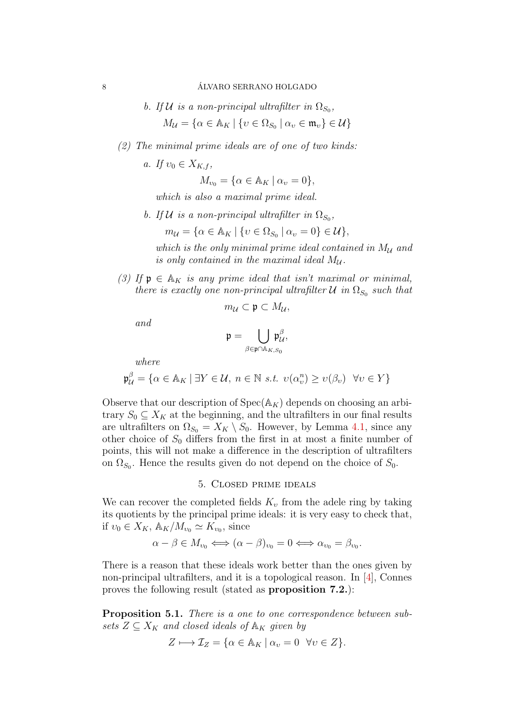*b. If $\mathcal{U}$ is a non-principal ultrafilter in $\Omega_{S_0}$,*

$$M_{\mathcal{U}} = \{\alpha \in \mathbb{A}_K \mid \{v \in \Omega_{S_0} \mid \alpha_v \in \mathfrak{m}_v\} \in \mathcal{U}\}$$

*(2) The minimal prime ideals are of one of two kinds:*

*a. If $v_0 \in X_{K,f}$,*

$$M_{v_0} = \{\alpha \in \mathbb{A}_K \mid \alpha_v = 0\},$$

*which is also a maximal prime ideal.*

*b. If $\mathcal{U}$ is a non-principal ultrafilter in $\Omega_{S_0}$,*

$$m_{\mathcal{U}} = \{\alpha \in \mathbb{A}_K \mid \{v \in \Omega_{S_0} \mid \alpha_v = 0\} \in \mathcal{U}\},$$

*which is the only minimal prime ideal contained in $M_{\mathcal{U}}$ and is only contained in the maximal ideal $M_{\mathcal{U}}$.*

*(3) If $\mathfrak{p} \in \mathbb{A}_K$ is any prime ideal that isn't maximal or minimal, there is exactly one non-principal ultrafilter $\mathcal{U}$ in $\Omega_{S_0}$ such that*

$$m_{\mathcal{U}} \subset \mathfrak{p} \subset M_{\mathcal{U}},$$

*and*

$$\mathfrak{p} = \bigcup_{\beta \in \mathfrak{p} \cap \mathbb{A}_{K,S_0}} \mathfrak{p}_{\mathcal{U}}^{\beta},$$

*where*

$$\mathfrak{p}_{\mathcal{U}}^{\beta} = \{\alpha \in \mathbb{A}_K \mid \exists Y \in \mathcal{U},\ n \in \mathbb{N} \ s.t.\ v(\alpha_v^n) \geq v(\beta_v) \ \ \forall v \in Y\}$$

Observe that our description of $\operatorname{Spec}(\mathbb{A}_K)$ depends on choosing an arbitrary $S_0 \subseteq X_K$ at the beginning, and the ultrafilters in our final results are ultrafilters on $\Omega_{S_0} = X_K \setminus S_0$. However, by Lemma 4.1, since any other choice of $S_0$ differs from the first in at most a finite number of points, this will not make a difference in the description of ultrafilters on $\Omega_{S_0}$. Hence the results given do not depend on the choice of $S_0$.

## 5. Closed prime ideals

We can recover the completed fields $K_v$ from the adele ring by taking its quotients by the principal prime ideals: it is very easy to check that, if $v_0 \in X_K$, $\mathbb{A}_K / M_{v_0} \simeq K_{v_0}$, since

$$\alpha - \beta \in M_{v_0} \iff (\alpha - \beta)_{v_0} = 0 \iff \alpha_{v_0} = \beta_{v_0}.$$

There is a reason that these ideals work better than the ones given by non-principal ultrafilters, and it is a topological reason. In [4], Connes proves the following result (stated as **proposition 7.2.**):

**Proposition 5.1.** *There is a one to one correspondence between subsets $Z \subseteq X_K$ and closed ideals of $\mathbb{A}_K$ given by*

$$Z \longmapsto \mathcal{I}_Z = \{\alpha \in \mathbb{A}_K \mid \alpha_v = 0 \ \ \forall v \in Z\}.$$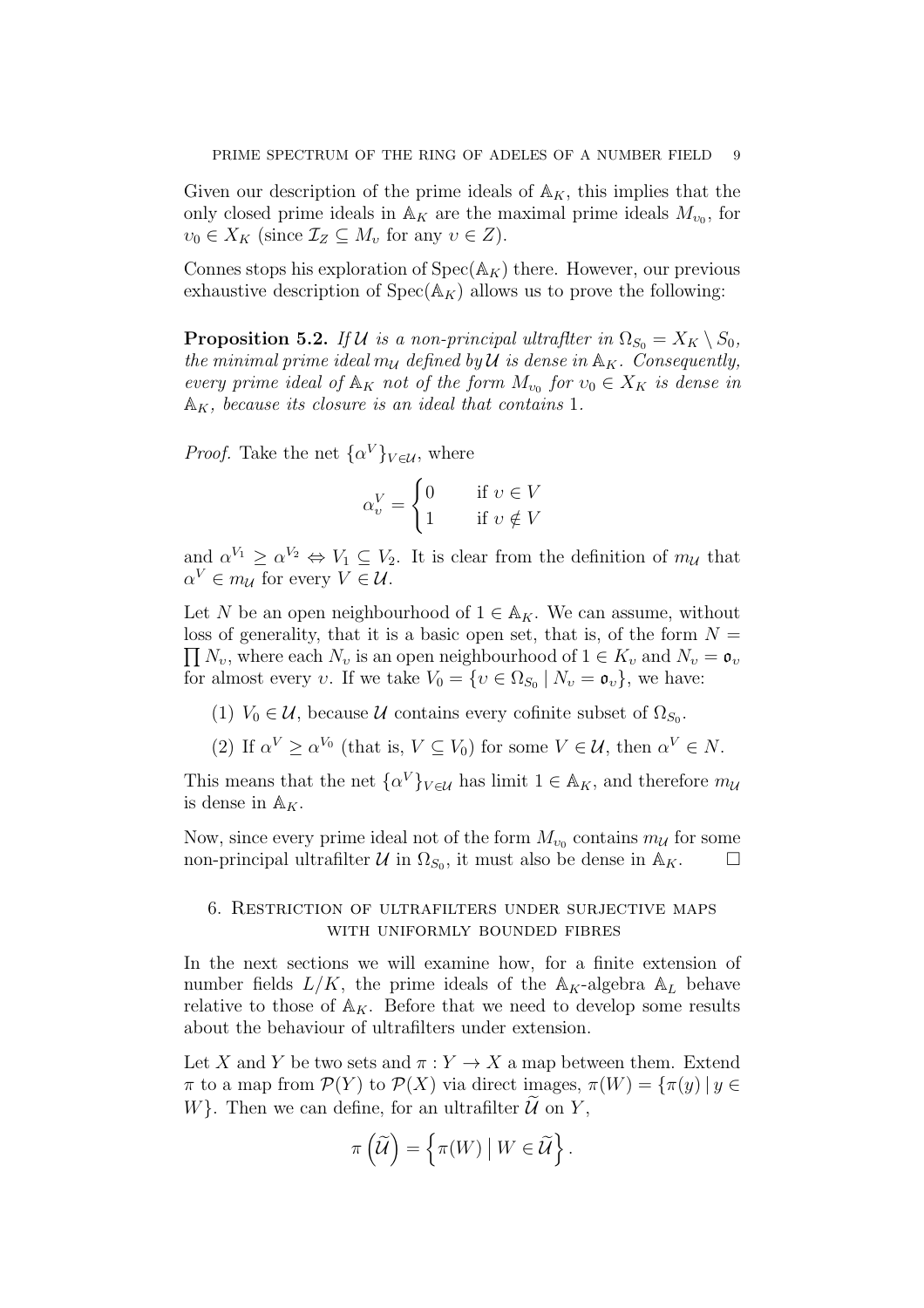Given our description of the prime ideals of $\mathbb{A}_K$, this implies that the only closed prime ideals in $\mathbb{A}_K$ are the maximal prime ideals $M_{\upsilon_0}$, for $\upsilon_0 \in X_K$ (since $\mathcal{I}_Z \subseteq M_\upsilon$ for any $\upsilon \in Z$).

Connes stops his exploration of $\operatorname{Spec}(\mathbb{A}_K)$ there. However, our previous exhaustive description of $\operatorname{Spec}(\mathbb{A}_K)$ allows us to prove the following:

**Proposition 5.2.** *If $\mathcal{U}$ is a non-principal ultraflter in $\Omega_{S_0} = X_K \setminus S_0$, the minimal prime ideal $m_\mathcal{U}$ defined by $\mathcal{U}$ is dense in $\mathbb{A}_K$. Consequently, every prime ideal of $\mathbb{A}_K$ not of the form $M_{\upsilon_0}$ for $\upsilon_0 \in X_K$ is dense in $\mathbb{A}_K$, because its closure is an ideal that contains 1.*

*Proof.* Take the net $\{\alpha^V\}_{V\in\mathcal{U}}$, where

$$\alpha^V_\upsilon = \begin{cases} 0 & \text{if } \upsilon \in V \\ 1 & \text{if } \upsilon \notin V \end{cases}$$

and $\alpha^{V_1} \geq \alpha^{V_2} \Leftrightarrow V_1 \subseteq V_2$. It is clear from the definition of $m_\mathcal{U}$ that $\alpha^V \in m_\mathcal{U}$ for every $V \in \mathcal{U}$.

Let $N$ be an open neighbourhood of $1 \in \mathbb{A}_K$. We can assume, without loss of generality, that it is a basic open set, that is, of the form $N = \prod N_\upsilon$, where each $N_\upsilon$ is an open neighbourhood of $1 \in K_\upsilon$ and $N_\upsilon = \mathfrak{o}_\upsilon$ for almost every $\upsilon$. If we take $V_0 = \{\upsilon \in \Omega_{S_0} \mid N_\upsilon = \mathfrak{o}_\upsilon\}$, we have:

(1) $V_0 \in \mathcal{U}$, because $\mathcal{U}$ contains every cofinite subset of $\Omega_{S_0}$.

(2) If $\alpha^V \geq \alpha^{V_0}$ (that is, $V \subseteq V_0$) for some $V \in \mathcal{U}$, then $\alpha^V \in N$.

This means that the net $\{\alpha^V\}_{V\in\mathcal{U}}$ has limit $1 \in \mathbb{A}_K$, and therefore $m_\mathcal{U}$ is dense in $\mathbb{A}_K$.

Now, since every prime ideal not of the form $M_{\upsilon_0}$ contains $m_\mathcal{U}$ for some non-principal ultrafilter $\mathcal{U}$ in $\Omega_{S_0}$, it must also be dense in $\mathbb{A}_K$. $\square$

## 6. Restriction of ultrafilters under surjective maps with uniformly bounded fibres

In the next sections we will examine how, for a finite extension of number fields $L/K$, the prime ideals of the $\mathbb{A}_K$-algebra $\mathbb{A}_L$ behave relative to those of $\mathbb{A}_K$. Before that we need to develop some results about the behaviour of ultrafilters under extension.

Let $X$ and $Y$ be two sets and $\pi : Y \to X$ a map between them. Extend $\pi$ to a map from $\mathcal{P}(Y)$ to $\mathcal{P}(X)$ via direct images, $\pi(W) = \{\pi(y) \mid y \in W\}$. Then we can define, for an ultrafilter $\widetilde{\mathcal{U}}$ on $Y$,

$$\pi\left(\widetilde{\mathcal{U}}\right) = \left\{\pi(W) \mid W \in \widetilde{\mathcal{U}}\right\}.$$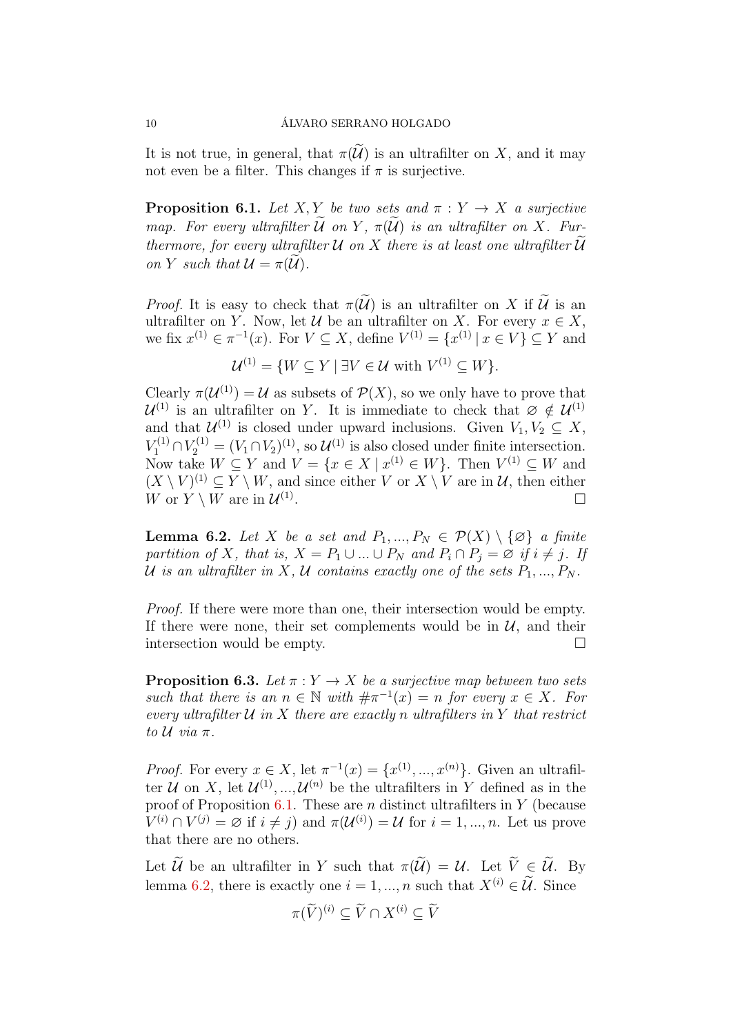It is not true, in general, that $\pi(\widetilde{\mathcal{U}})$ is an ultrafilter on $X$, and it may not even be a filter. This changes if $\pi$ is surjective.

**Proposition 6.1.** *Let $X, Y$ be two sets and $\pi : Y \to X$ a surjective map. For every ultrafilter $\widetilde{\mathcal{U}}$ on $Y$, $\pi(\widetilde{\mathcal{U}})$ is an ultrafilter on $X$. Furthermore, for every ultrafilter $\mathcal{U}$ on $X$ there is at least one ultrafilter $\widetilde{\mathcal{U}}$ on $Y$ such that $\mathcal{U} = \pi(\widetilde{\mathcal{U}})$.*

*Proof.* It is easy to check that $\pi(\widetilde{\mathcal{U}})$ is an ultrafilter on $X$ if $\widetilde{\mathcal{U}}$ is an ultrafilter on $Y$. Now, let $\mathcal{U}$ be an ultrafilter on $X$. For every $x \in X$, we fix $x^{(1)} \in \pi^{-1}(x)$. For $V \subseteq X$, define $V^{(1)} = \{x^{(1)} \mid x \in V\} \subseteq Y$ and

$$\mathcal{U}^{(1)} = \{W \subseteq Y \mid \exists V \in \mathcal{U} \text{ with } V^{(1)} \subseteq W\}.$$

Clearly $\pi(\mathcal{U}^{(1)}) = \mathcal{U}$ as subsets of $\mathcal{P}(X)$, so we only have to prove that $\mathcal{U}^{(1)}$ is an ultrafilter on $Y$. It is immediate to check that $\varnothing \notin \mathcal{U}^{(1)}$ and that $\mathcal{U}^{(1)}$ is closed under upward inclusions. Given $V_1, V_2 \subseteq X$, $V_1^{(1)} \cap V_2^{(1)} = (V_1 \cap V_2)^{(1)}$, so $\mathcal{U}^{(1)}$ is also closed under finite intersection. Now take $W \subseteq Y$ and $V = \{x \in X \mid x^{(1)} \in W\}$. Then $V^{(1)} \subseteq W$ and $(X \setminus V)^{(1)} \subseteq Y \setminus W$, and since either $V$ or $X \setminus V$ are in $\mathcal{U}$, then either $W$ or $Y \setminus W$ are in $\mathcal{U}^{(1)}$. $\square$

**Lemma 6.2.** *Let $X$ be a set and $P_1, ..., P_N \in \mathcal{P}(X) \setminus \{\varnothing\}$ a finite partition of $X$, that is, $X = P_1 \cup ... \cup P_N$ and $P_i \cap P_j = \varnothing$ if $i \neq j$. If $\mathcal{U}$ is an ultrafilter in $X$, $\mathcal{U}$ contains exactly one of the sets $P_1, ..., P_N$.*

*Proof.* If there were more than one, their intersection would be empty. If there were none, their set complements would be in $\mathcal{U}$, and their intersection would be empty. $\square$

**Proposition 6.3.** *Let $\pi : Y \to X$ be a surjective map between two sets such that there is an $n \in \mathbb{N}$ with $\#\pi^{-1}(x) = n$ for every $x \in X$. For every ultrafilter $\mathcal{U}$ in $X$ there are exactly $n$ ultrafilters in $Y$ that restrict to $\mathcal{U}$ via $\pi$.*

*Proof.* For every $x \in X$, let $\pi^{-1}(x) = \{x^{(1)}, ..., x^{(n)}\}$. Given an ultrafilter $\mathcal{U}$ on $X$, let $\mathcal{U}^{(1)}, ..., \mathcal{U}^{(n)}$ be the ultrafilters in $Y$ defined as in the proof of Proposition 6.1. These are $n$ distinct ultrafilters in $Y$ (because $V^{(i)} \cap V^{(j)} = \varnothing$ if $i \neq j$) and $\pi(\mathcal{U}^{(i)}) = \mathcal{U}$ for $i = 1, ..., n$. Let us prove that there are no others.

Let $\widetilde{\mathcal{U}}$ be an ultrafilter in $Y$ such that $\pi(\widetilde{\mathcal{U}}) = \mathcal{U}$. Let $\widetilde{V} \in \widetilde{\mathcal{U}}$. By lemma 6.2, there is exactly one $i = 1, ..., n$ such that $X^{(i)} \in \widetilde{\mathcal{U}}$. Since

$$\pi(\widetilde{V})^{(i)} \subseteq \widetilde{V} \cap X^{(i)} \subseteq \widetilde{V}$$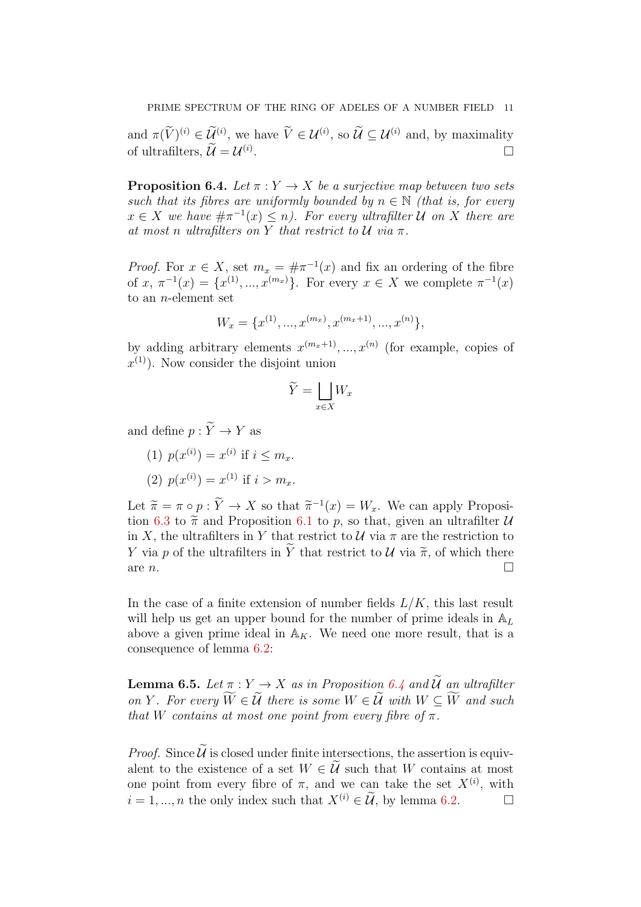and $\pi(\widetilde{V})^{(i)} \in \widetilde{\mathcal{U}}^{(i)}$, we have $\widetilde{V} \in \mathcal{U}^{(i)}$, so $\widetilde{\mathcal{U}} \subseteq \mathcal{U}^{(i)}$ and, by maximality of ultrafilters, $\widetilde{\mathcal{U}} = \mathcal{U}^{(i)}$. □

**Proposition 6.4.** *Let $\pi : Y \to X$ be a surjective map between two sets such that its fibres are uniformly bounded by $n \in \mathbb{N}$ (that is, for every $x \in X$ we have $\#\pi^{-1}(x) \leq n$). For every ultrafilter $\mathcal{U}$ on $X$ there are at most $n$ ultrafilters on $Y$ that restrict to $\mathcal{U}$ via $\pi$.*

*Proof.* For $x \in X$, set $m_x = \#\pi^{-1}(x)$ and fix an ordering of the fibre of $x$, $\pi^{-1}(x) = \{x^{(1)}, ..., x^{(m_x)}\}$. For every $x \in X$ we complete $\pi^{-1}(x)$ to an $n$-element set

$$W_x = \{x^{(1)}, ..., x^{(m_x)}, x^{(m_x+1)}, ..., x^{(n)}\},$$

by adding arbitrary elements $x^{(m_x+1)}, ..., x^{(n)}$ (for example, copies of $x^{(1)}$). Now consider the disjoint union

$$\widetilde{Y} = \bigsqcup_{x \in X} W_x$$

and define $p : \widetilde{Y} \to Y$ as

(1) $p(x^{(i)}) = x^{(i)}$ if $i \leq m_x$.

(2) $p(x^{(i)}) = x^{(1)}$ if $i > m_x$.

Let $\widetilde{\pi} = \pi \circ p : \widetilde{Y} \to X$ so that $\widetilde{\pi}^{-1}(x) = W_x$. We can apply Proposition 6.3 to $\widetilde{\pi}$ and Proposition 6.1 to $p$, so that, given an ultrafilter $\mathcal{U}$ in $X$, the ultrafilters in $Y$ that restrict to $\mathcal{U}$ via $\pi$ are the restriction to $Y$ via $p$ of the ultrafilters in $\widetilde{Y}$ that restrict to $\mathcal{U}$ via $\widetilde{\pi}$, of which there are $n$. □

In the case of a finite extension of number fields $L/K$, this last result will help us get an upper bound for the number of prime ideals in $\mathbb{A}_L$ above a given prime ideal in $\mathbb{A}_K$. We need one more result, that is a consequence of lemma 6.2:

**Lemma 6.5.** *Let $\pi : Y \to X$ as in Proposition 6.4 and $\widetilde{\mathcal{U}}$ an ultrafilter on $Y$. For every $\widetilde{W} \in \widetilde{\mathcal{U}}$ there is some $W \in \widetilde{\mathcal{U}}$ with $W \subseteq \widetilde{W}$ and such that $W$ contains at most one point from every fibre of $\pi$.*

*Proof.* Since $\widetilde{\mathcal{U}}$ is closed under finite intersections, the assertion is equivalent to the existence of a set $W \in \widetilde{\mathcal{U}}$ such that $W$ contains at most one point from every fibre of $\pi$, and we can take the set $X^{(i)}$, with $i = 1, ..., n$ the only index such that $X^{(i)} \in \widetilde{\mathcal{U}}$, by lemma 6.2. □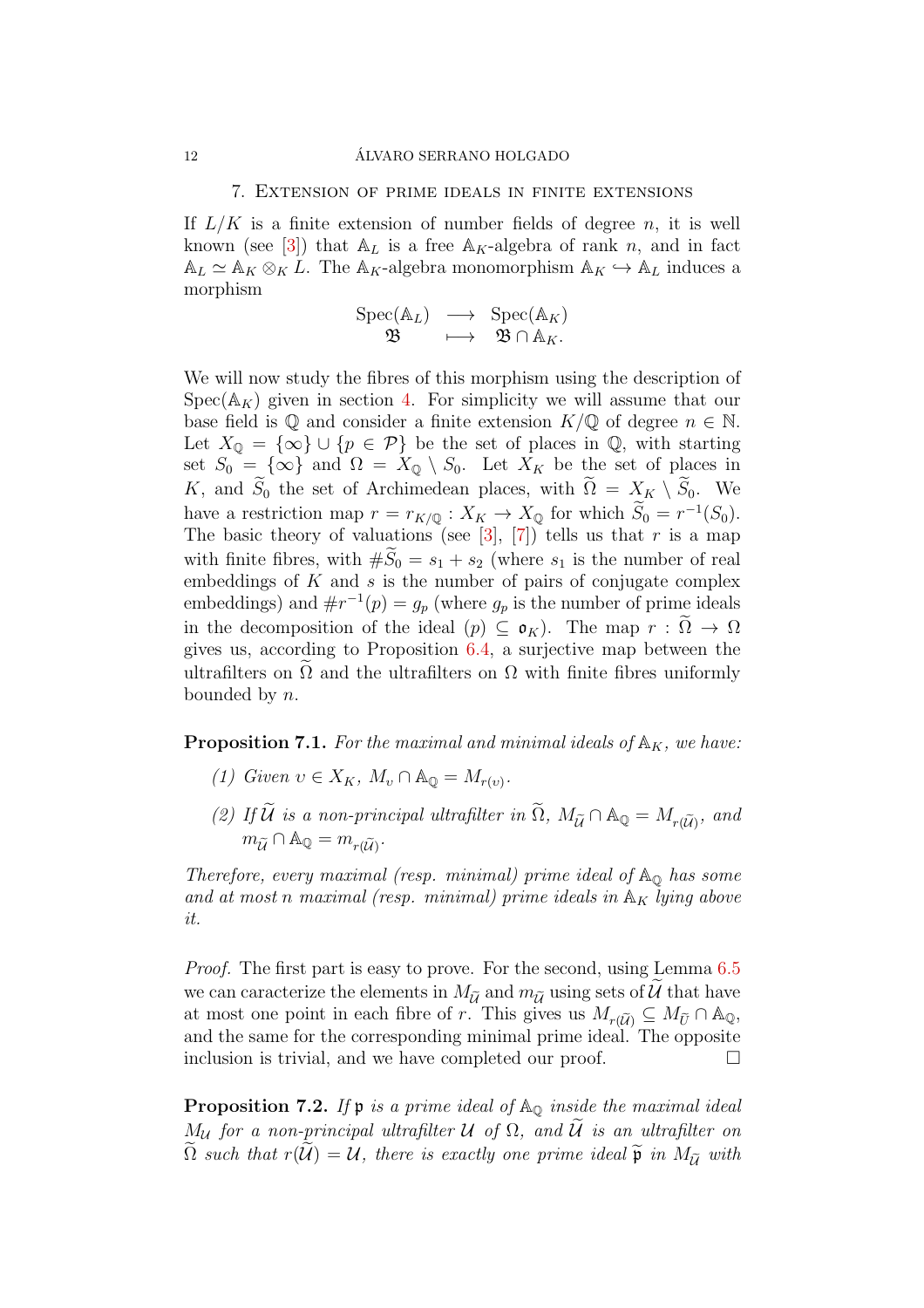## 7. Extension of prime ideals in finite extensions

If $L/K$ is a finite extension of number fields of degree $n$, it is well known (see [3]) that $\mathbb{A}_L$ is a free $\mathbb{A}_K$-algebra of rank $n$, and in fact $\mathbb{A}_L \simeq \mathbb{A}_K \otimes_K L$. The $\mathbb{A}_K$-algebra monomorphism $\mathbb{A}_K \hookrightarrow \mathbb{A}_L$ induces a morphism

$$\begin{array}{ccc} \mathrm{Spec}(\mathbb{A}_L) & \longrightarrow & \mathrm{Spec}(\mathbb{A}_K) \\ \mathfrak{B} & \longmapsto & \mathfrak{B} \cap \mathbb{A}_K. \end{array}$$

We will now study the fibres of this morphism using the description of $\mathrm{Spec}(\mathbb{A}_K)$ given in section 4. For simplicity we will assume that our base field is $\mathbb{Q}$ and consider a finite extension $K/\mathbb{Q}$ of degree $n \in \mathbb{N}$. Let $X_{\mathbb{Q}} = \{\infty\} \cup \{p \in \mathcal{P}\}$ be the set of places in $\mathbb{Q}$, with starting set $S_0 = \{\infty\}$ and $\Omega = X_{\mathbb{Q}} \setminus S_0$. Let $X_K$ be the set of places in $K$, and $\widetilde{S}_0$ the set of Archimedean places, with $\widetilde{\Omega} = X_K \setminus \widetilde{S}_0$. We have a restriction map $r = r_{K/\mathbb{Q}} : X_K \to X_{\mathbb{Q}}$ for which $\widetilde{S}_0 = r^{-1}(S_0)$. The basic theory of valuations (see [3], [7]) tells us that $r$ is a map with finite fibres, with $\#\widetilde{S}_0 = s_1 + s_2$ (where $s_1$ is the number of real embeddings of $K$ and $s$ is the number of pairs of conjugate complex embeddings) and $\#r^{-1}(p) = g_p$ (where $g_p$ is the number of prime ideals in the decomposition of the ideal $(p) \subseteq \mathfrak{o}_K$). The map $r : \widetilde{\Omega} \to \Omega$ gives us, according to Proposition 6.4, a surjective map between the ultrafilters on $\widetilde{\Omega}$ and the ultrafilters on $\Omega$ with finite fibres uniformly bounded by $n$.

**Proposition 7.1.** *For the maximal and minimal ideals of $\mathbb{A}_K$, we have:*

*(1) Given $\upsilon \in X_K$, $M_\upsilon \cap \mathbb{A}_{\mathbb{Q}} = M_{r(\upsilon)}$.*

*(2) If $\widetilde{\mathcal{U}}$ is a non-principal ultrafilter in $\widetilde{\Omega}$, $M_{\widetilde{\mathcal{U}}} \cap \mathbb{A}_{\mathbb{Q}} = M_{r(\widetilde{\mathcal{U}})}$, and $m_{\widetilde{\mathcal{U}}} \cap \mathbb{A}_{\mathbb{Q}} = m_{r(\widetilde{\mathcal{U}})}$.*

*Therefore, every maximal (resp. minimal) prime ideal of $\mathbb{A}_{\mathbb{Q}}$ has some and at most $n$ maximal (resp. minimal) prime ideals in $\mathbb{A}_K$ lying above it.*

*Proof.* The first part is easy to prove. For the second, using Lemma 6.5 we can caracterize the elements in $M_{\widetilde{\mathcal{U}}}$ and $m_{\widetilde{\mathcal{U}}}$ using sets of $\widetilde{\mathcal{U}}$ that have at most one point in each fibre of $r$. This gives us $M_{r(\widetilde{\mathcal{U}})} \subseteq M_{\widetilde{U}} \cap \mathbb{A}_{\mathbb{Q}}$, and the same for the corresponding minimal prime ideal. The opposite inclusion is trivial, and we have completed our proof. $\square$

**Proposition 7.2.** *If $\mathfrak{p}$ is a prime ideal of $\mathbb{A}_{\mathbb{Q}}$ inside the maximal ideal $M_{\mathcal{U}}$ for a non-principal ultrafilter $\mathcal{U}$ of $\Omega$, and $\widetilde{\mathcal{U}}$ is an ultrafilter on $\widetilde{\Omega}$ such that $r(\widetilde{\mathcal{U}}) = \mathcal{U}$, there is exactly one prime ideal $\widetilde{\mathfrak{p}}$ in $M_{\widetilde{\mathcal{U}}}$ with*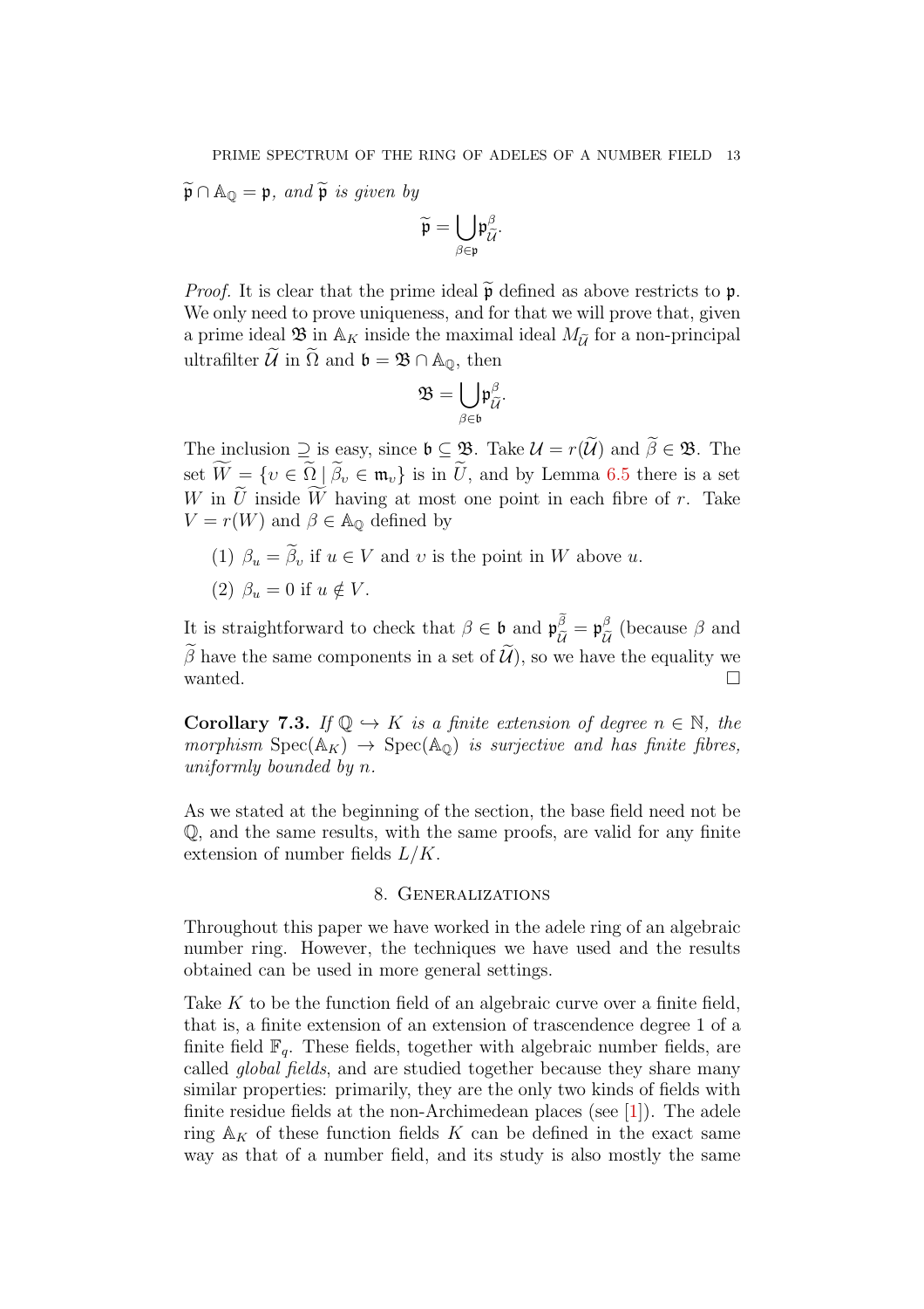$\widetilde{\mathfrak{p}} \cap \mathbb{A}_{\mathbb{Q}} = \mathfrak{p}$, *and* $\widetilde{\mathfrak{p}}$ *is given by*

$$\widetilde{\mathfrak{p}} = \bigcup_{\beta \in \mathfrak{p}} \mathfrak{p}^{\beta}_{\widetilde{\mathcal{U}}}.$$

*Proof.* It is clear that the prime ideal $\widetilde{\mathfrak{p}}$ defined as above restricts to $\mathfrak{p}$. We only need to prove uniqueness, and for that we will prove that, given a prime ideal $\mathfrak{B}$ in $\mathbb{A}_K$ inside the maximal ideal $M_{\widetilde{\mathcal{U}}}$ for a non-principal ultrafilter $\widetilde{\mathcal{U}}$ in $\widetilde{\Omega}$ and $\mathfrak{b} = \mathfrak{B} \cap \mathbb{A}_{\mathbb{Q}}$, then

$$\mathfrak{B} = \bigcup_{\beta \in \mathfrak{b}} \mathfrak{p}^{\beta}_{\widetilde{\mathcal{U}}}.$$

The inclusion $\supseteq$ is easy, since $\mathfrak{b} \subseteq \mathfrak{B}$. Take $\mathcal{U} = r(\widetilde{\mathcal{U}})$ and $\widetilde{\beta} \in \mathfrak{B}$. The set $\widetilde{W} = \{v \in \widetilde{\Omega} \mid \widetilde{\beta}_v \in \mathfrak{m}_v\}$ is in $\widetilde{U}$, and by Lemma 6.5 there is a set $W$ in $\widetilde{U}$ inside $\widetilde{W}$ having at most one point in each fibre of $r$. Take $V = r(W)$ and $\beta \in \mathbb{A}_{\mathbb{Q}}$ defined by

(1) $\beta_u = \widetilde{\beta}_v$ if $u \in V$ and $v$ is the point in $W$ above $u$.

(2) $\beta_u = 0$ if $u \notin V$.

It is straightforward to check that $\beta \in \mathfrak{b}$ and $\mathfrak{p}^{\widetilde{\beta}}_{\widetilde{\mathcal{U}}} = \mathfrak{p}^{\beta}_{\widetilde{\mathcal{U}}}$ (because $\beta$ and $\widetilde{\beta}$ have the same components in a set of $\widetilde{\mathcal{U}}$), so we have the equality we wanted. □

**Corollary 7.3.** *If $\mathbb{Q} \hookrightarrow K$ is a finite extension of degree $n \in \mathbb{N}$, the morphism $\operatorname{Spec}(\mathbb{A}_K) \to \operatorname{Spec}(\mathbb{A}_{\mathbb{Q}})$ is surjective and has finite fibres, uniformly bounded by $n$.*

As we stated at the beginning of the section, the base field need not be $\mathbb{Q}$, and the same results, with the same proofs, are valid for any finite extension of number fields $L/K$.

## 8. Generalizations

Throughout this paper we have worked in the adele ring of an algebraic number ring. However, the techniques we have used and the results obtained can be used in more general settings.

Take $K$ to be the function field of an algebraic curve over a finite field, that is, a finite extension of an extension of trascendence degree 1 of a finite field $\mathbb{F}_q$. These fields, together with algebraic number fields, are called *global fields*, and are studied together because they share many similar properties: primarily, they are the only two kinds of fields with finite residue fields at the non-Archimedean places (see [1]). The adele ring $\mathbb{A}_K$ of these function fields $K$ can be defined in the exact same way as that of a number field, and its study is also mostly the same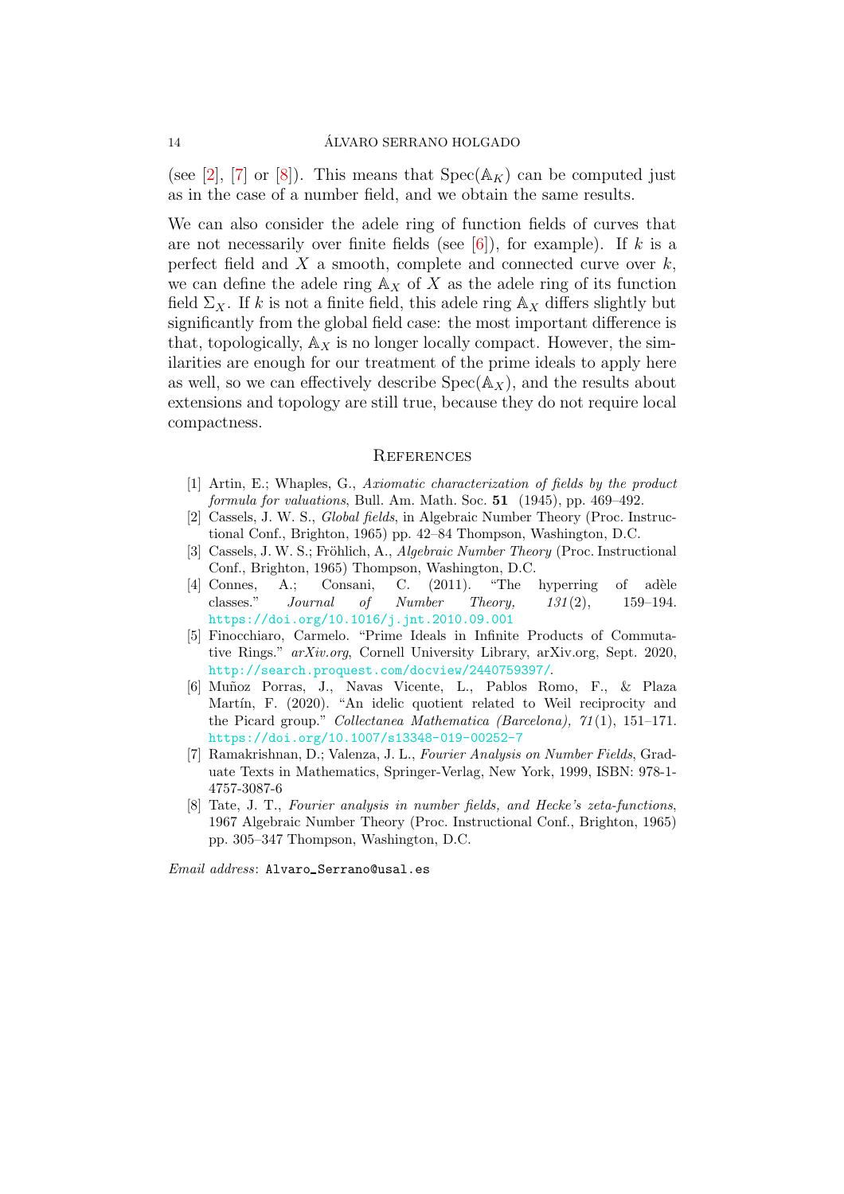(see [2], [7] or [8]). This means that $\mathrm{Spec}(\mathbb{A}_K)$ can be computed just as in the case of a number field, and we obtain the same results.

We can also consider the adele ring of function fields of curves that are not necessarily over finite fields (see [6]), for example). If $k$ is a perfect field and $X$ a smooth, complete and connected curve over $k$, we can define the adele ring $\mathbb{A}_X$ of $X$ as the adele ring of its function field $\Sigma_X$. If $k$ is not a finite field, this adele ring $\mathbb{A}_X$ differs slightly but significantly from the global field case: the most important difference is that, topologically, $\mathbb{A}_X$ is no longer locally compact. However, the similarities are enough for our treatment of the prime ideals to apply here as well, so we can effectively describe $\mathrm{Spec}(\mathbb{A}_X)$, and the results about extensions and topology are still true, because they do not require local compactness.

## References

[1] Artin, E.; Whaples, G., *Axiomatic characterization of fields by the product formula for valuations*, Bull. Am. Math. Soc. **51** (1945), pp. 469–492.

[2] Cassels, J. W. S., *Global fields*, in Algebraic Number Theory (Proc. Instructional Conf., Brighton, 1965) pp. 42–84 Thompson, Washington, D.C.

[3] Cassels, J. W. S.; Fröhlich, A., *Algebraic Number Theory* (Proc. Instructional Conf., Brighton, 1965) Thompson, Washington, D.C.

[4] Connes, A.; Consani, C. (2011). "The hyperring of adèle classes." *Journal of Number Theory, 131*(2), 159–194. https://doi.org/10.1016/j.jnt.2010.09.001

[5] Finocchiaro, Carmelo. "Prime Ideals in Infinite Products of Commutative Rings." *arXiv.org*, Cornell University Library, arXiv.org, Sept. 2020, http://search.proquest.com/docview/2440759397/.

[6] Muñoz Porras, J., Navas Vicente, L., Pablos Romo, F., & Plaza Martín, F. (2020). "An idelic quotient related to Weil reciprocity and the Picard group." *Collectanea Mathematica (Barcelona), 71*(1), 151–171. https://doi.org/10.1007/s13348-019-00252-7

[7] Ramakrishnan, D.; Valenza, J. L., *Fourier Analysis on Number Fields*, Graduate Texts in Mathematics, Springer-Verlag, New York, 1999, ISBN: 978-1-4757-3087-6

[8] Tate, J. T., *Fourier analysis in number fields, and Hecke's zeta-functions*, 1967 Algebraic Number Theory (Proc. Instructional Conf., Brighton, 1965) pp. 305–347 Thompson, Washington, D.C.

*Email address*: Alvaro_Serrano@usal.es